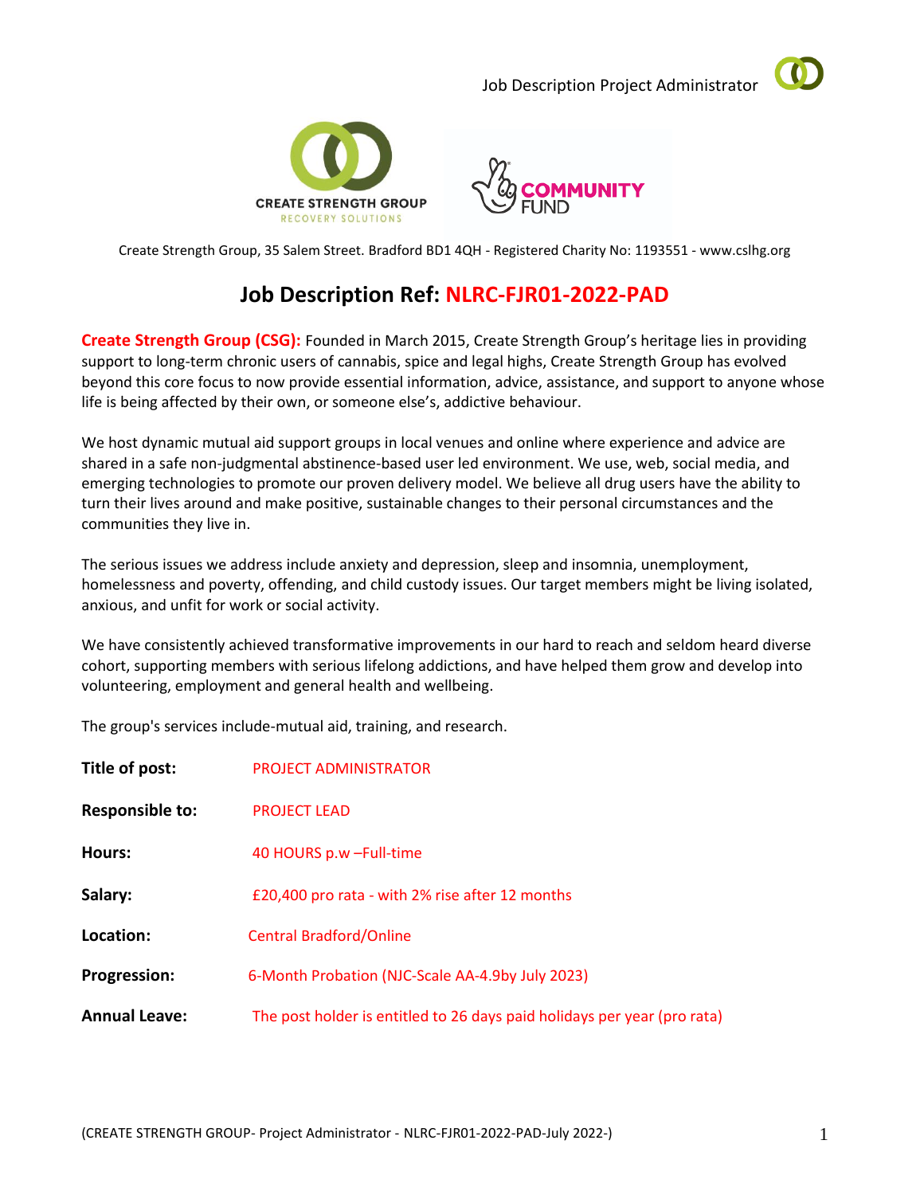Create Strength Group, 35 Salem Street. Bradford BD1 4QH - Registered Charity No: 1193551 - www.cslhg.org

# Job Description Ref: NLRC-FJR01-2022-PAD

**Create Strength Group (CSG):** Founded in March 2015, Create Strength Group's heritage lies in providing support to long-term chronic users of cannabis, spice and legal highs, Create Strength Group has evolved beyond this core focus to now provide essential information, advice, assistance, and support to anyone whose life is being affected by their own, or someone else's, addictive behaviour.

We host dynamic mutual aid support groups in local venues and online where experience and advice are shared in a safe non-judgmental abstinence-based user led environment. We use, web, social media, and emerging technologies to promote our proven delivery model. We believe all drug users have the ability to turn their lives around and make positive, sustainable changes to their personal circumstances and the communities they live in.

The serious issues we address include anxiety and depression, sleep and insomnia, unemployment, homelessness and poverty, offending, and child custody issues. Our target members might be living isolated, anxious, and unfit for work or social activity.

We have consistently achieved transformative improvements in our hard to reach and seldom heard diverse cohort, supporting members with serious lifelong addictions, and have helped them grow and develop into volunteering, employment and general health and wellbeing.

The group's services include-mutual aid, training, and research.

| | |
|---|---|
| **Title of post:** | PROJECT ADMINISTRATOR |
| **Responsible to:** | PROJECT LEAD |
| **Hours:** | 40 HOURS p.w –Full-time |
| **Salary:** | £20,400 pro rata - with 2% rise after 12 months |
| **Location:** | Central Bradford/Online |
| **Progression:** | 6-Month Probation (NJC-Scale AA-4.9by July 2023) |
| **Annual Leave:** | The post holder is entitled to 26 days paid holidays per year (pro rata) |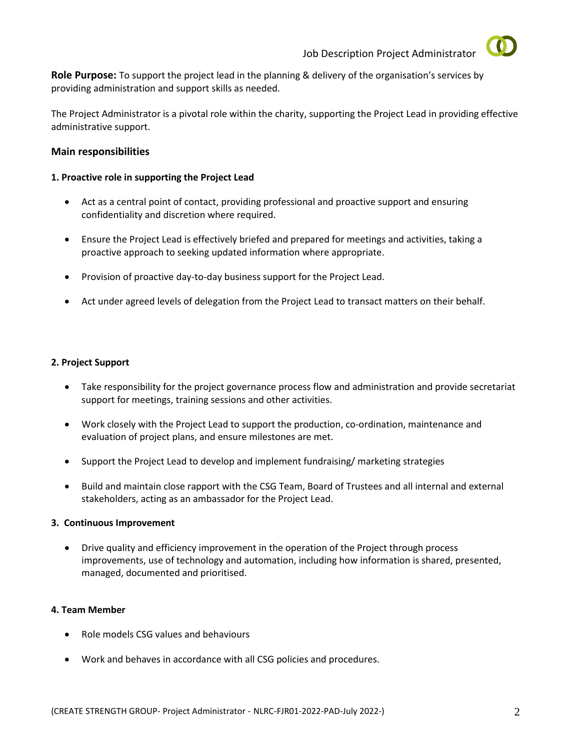**Role Purpose:** To support the project lead in the planning & delivery of the organisation's services by providing administration and support skills as needed.

The Project Administrator is a pivotal role within the charity, supporting the Project Lead in providing effective administrative support.

## Main responsibilities

**1. Proactive role in supporting the Project Lead**

- Act as a central point of contact, providing professional and proactive support and ensuring confidentiality and discretion where required.
- Ensure the Project Lead is effectively briefed and prepared for meetings and activities, taking a proactive approach to seeking updated information where appropriate.
- Provision of proactive day-to-day business support for the Project Lead.
- Act under agreed levels of delegation from the Project Lead to transact matters on their behalf.

**2. Project Support**

- Take responsibility for the project governance process flow and administration and provide secretariat support for meetings, training sessions and other activities.
- Work closely with the Project Lead to support the production, co-ordination, maintenance and evaluation of project plans, and ensure milestones are met.
- Support the Project Lead to develop and implement fundraising/ marketing strategies
- Build and maintain close rapport with the CSG Team, Board of Trustees and all internal and external stakeholders, acting as an ambassador for the Project Lead.

**3. Continuous Improvement**

- Drive quality and efficiency improvement in the operation of the Project through process improvements, use of technology and automation, including how information is shared, presented, managed, documented and prioritised.

**4. Team Member**

- Role models CSG values and behaviours
- Work and behaves in accordance with all CSG policies and procedures.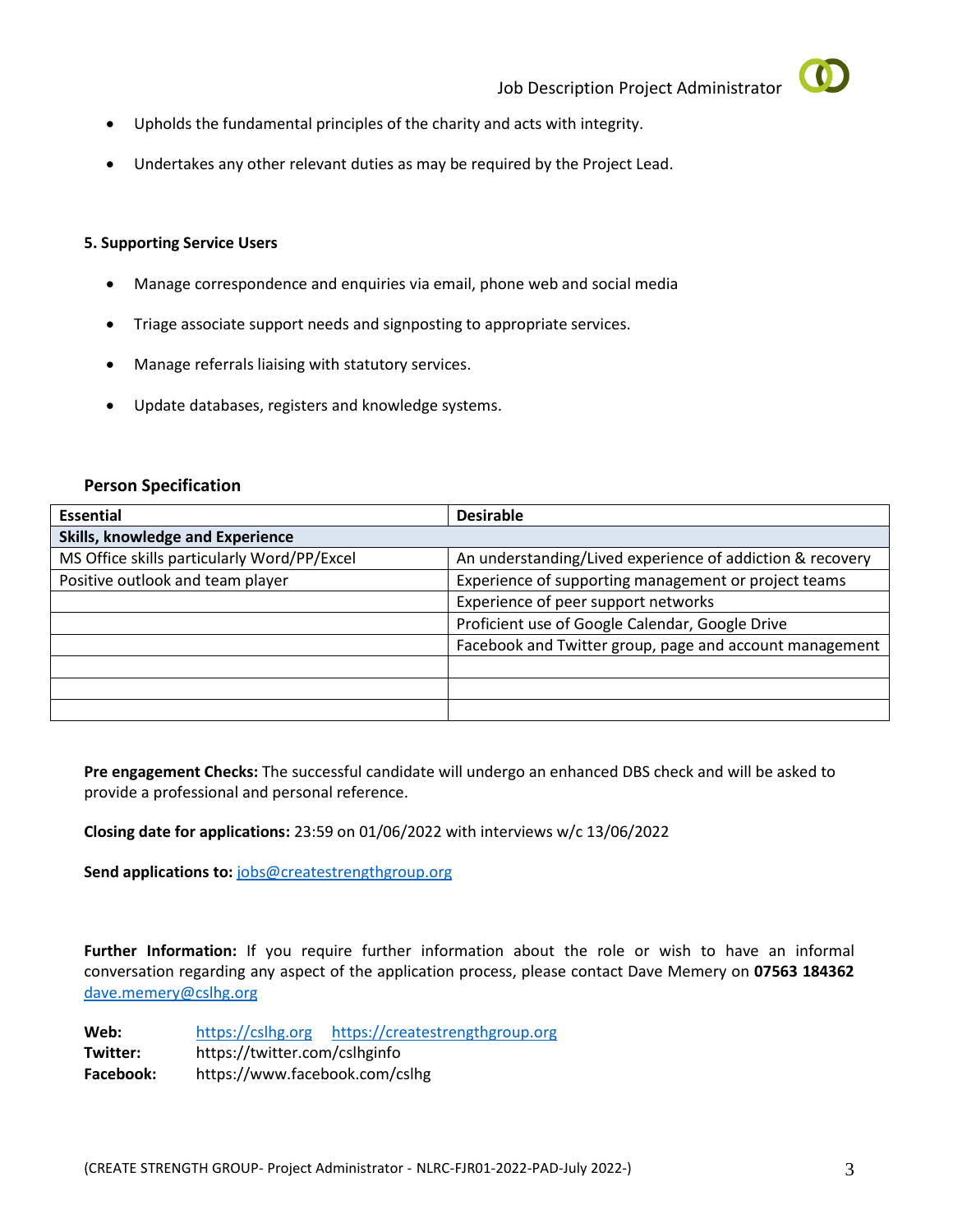- Upholds the fundamental principles of the charity and acts with integrity.
- Undertakes any other relevant duties as may be required by the Project Lead.

**5. Supporting Service Users**

- Manage correspondence and enquiries via email, phone web and social media
- Triage associate support needs and signposting to appropriate services.
- Manage referrals liaising with statutory services.
- Update databases, registers and knowledge systems.

## Person Specification

| Essential | Desirable |
|---|---|
| **Skills, knowledge and Experience** | |
| MS Office skills particularly Word/PP/Excel | An understanding/Lived experience of addiction & recovery |
| Positive outlook and team player | Experience of supporting management or project teams |
| | Experience of peer support networks |
| | Proficient use of Google Calendar, Google Drive |
| | Facebook and Twitter group, page and account management |
| | |
| | |
| | |

**Pre engagement Checks:** The successful candidate will undergo an enhanced DBS check and will be asked to provide a professional and personal reference.

**Closing date for applications:** 23:59 on 01/06/2022 with interviews w/c 13/06/2022

**Send applications to:** jobs@createstrengthgroup.org

**Further Information:** If you require further information about the role or wish to have an informal conversation regarding any aspect of the application process, please contact Dave Memery on **07563 184362** dave.memery@cslhg.org

**Web:** https://cslhg.org https://createstrengthgroup.org
**Twitter:** https://twitter.com/cslhginfo
**Facebook:** https://www.facebook.com/cslhg

(CREATE STRENGTH GROUP- Project Administrator - NLRC-FJR01-2022-PAD-July 2022-)